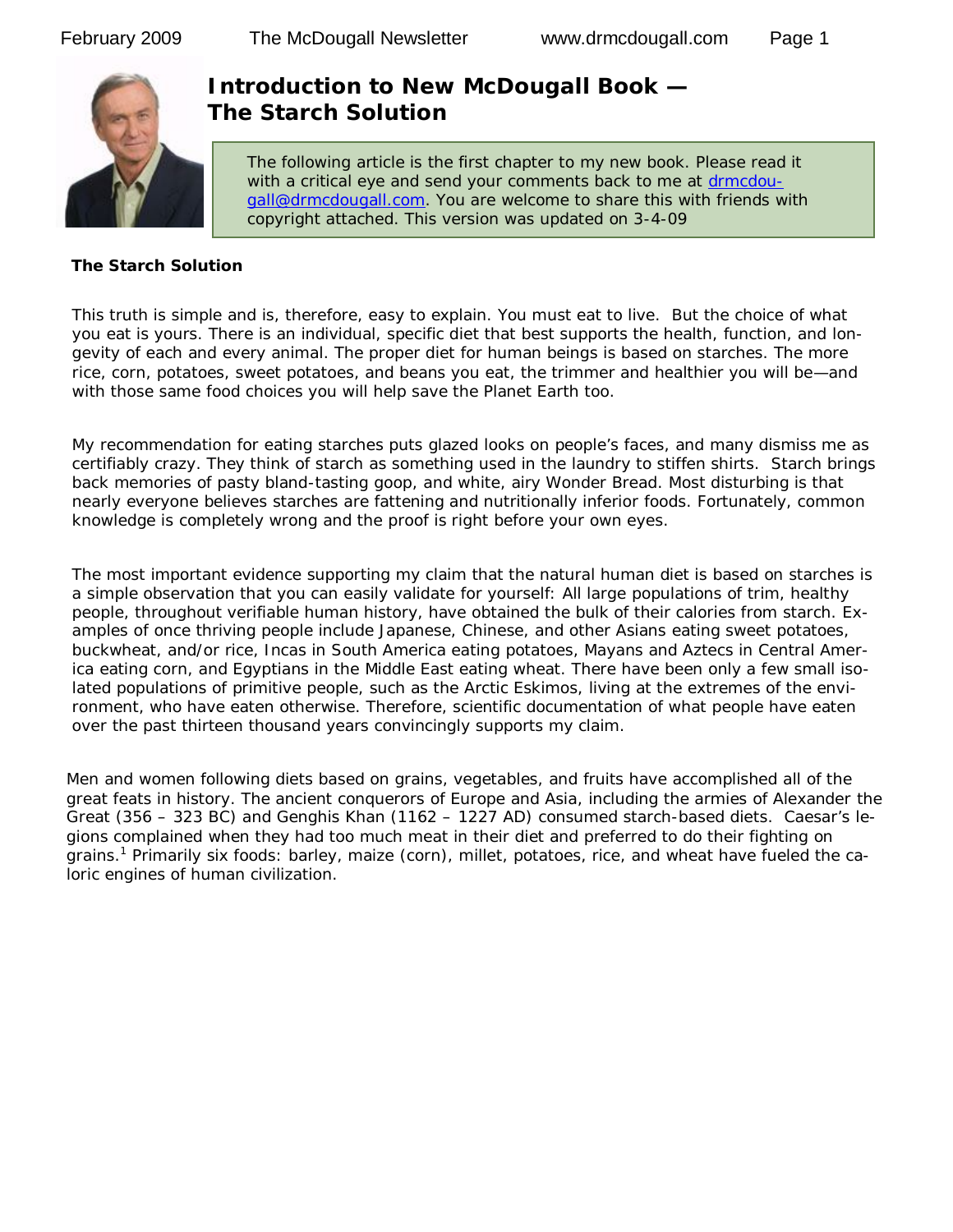# Introduction to New McDougall Book — The Starch Solution

The following article is the first chapter to my new book. Please read it with a critical eye and send your comments back to me at drmcdougall@drmcdougall.com. You are welcome to share this with friends with copyright attached. This version was updated on 3-4-09

**The Starch Solution**

This truth is simple and is, therefore, easy to explain. You must eat to live. But the choice of what you eat is yours. There is an individual, specific diet that best supports the health, function, and longevity of each and every animal. The proper diet for human beings is based on starches. The more rice, corn, potatoes, sweet potatoes, and beans you eat, the trimmer and healthier you will be—and with those same food choices you will help save the Planet Earth too.

My recommendation for eating starches puts glazed looks on people's faces, and many dismiss me as certifiably crazy. They think of starch as something used in the laundry to stiffen shirts. Starch brings back memories of pasty bland-tasting goop, and white, airy Wonder Bread. Most disturbing is that nearly everyone believes starches are fattening and nutritionally inferior foods. Fortunately, common knowledge is completely wrong and the proof is right before your own eyes.

The most important evidence supporting my claim that the natural human diet is based on starches is a simple observation that you can easily validate for yourself: All large populations of trim, healthy people, throughout verifiable human history, have obtained the bulk of their calories from starch. Examples of once thriving people include Japanese, Chinese, and other Asians eating sweet potatoes, buckwheat, and/or rice, Incas in South America eating potatoes, Mayans and Aztecs in Central America eating corn, and Egyptians in the Middle East eating wheat. There have been only a few small isolated populations of primitive people, such as the Arctic Eskimos, living at the extremes of the environment, who have eaten otherwise. Therefore, scientific documentation of what people have eaten over the past thirteen thousand years convincingly supports my claim.

Men and women following diets based on grains, vegetables, and fruits have accomplished all of the great feats in history. The ancient conquerors of Europe and Asia, including the armies of Alexander the Great (356 – 323 BC) and Genghis Khan (1162 – 1227 AD) consumed starch-based diets. Caesar's legions complained when they had too much meat in their diet and preferred to do their fighting on grains.[1] Primarily six foods: barley, maize (corn), millet, potatoes, rice, and wheat have fueled the caloric engines of human civilization.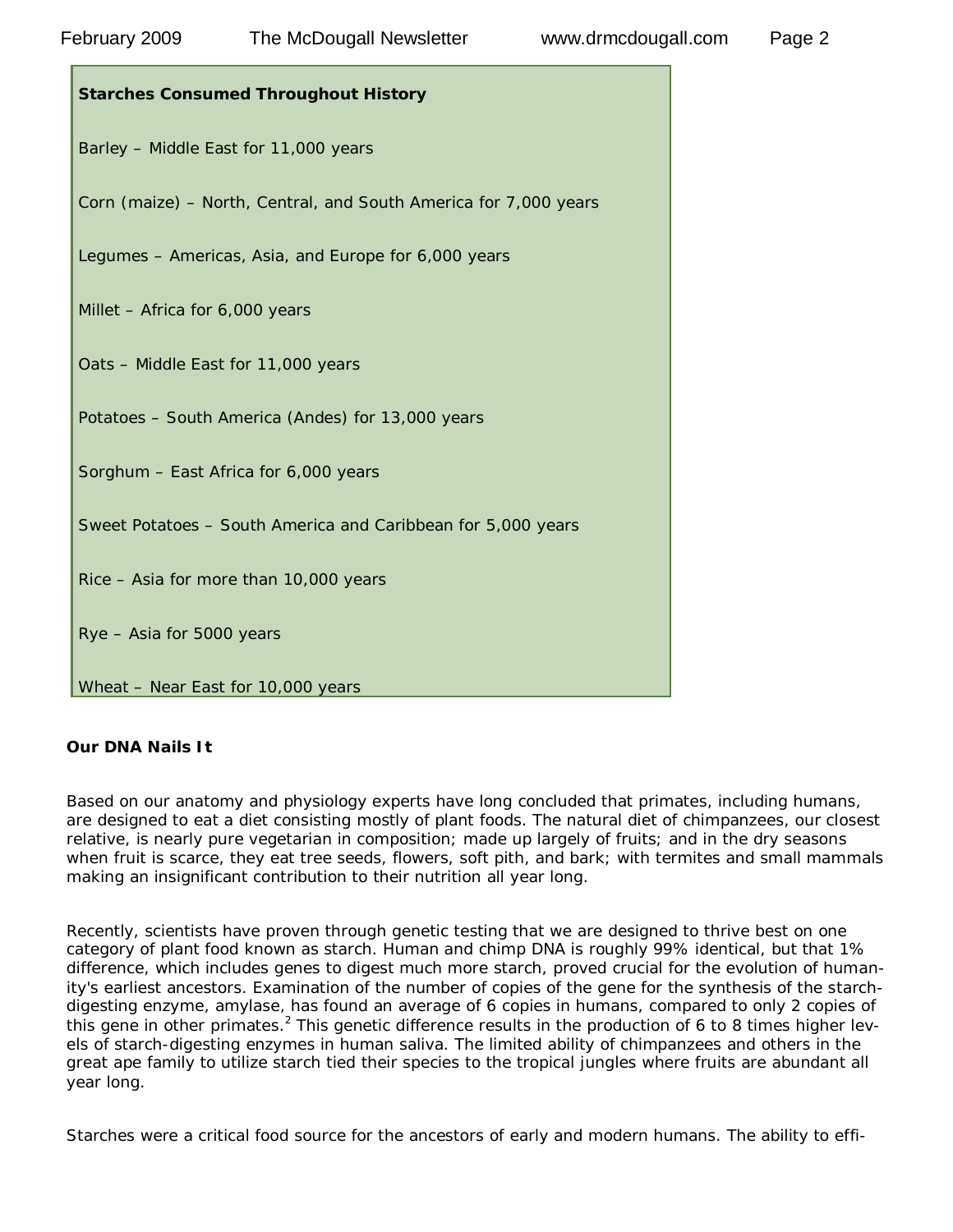**Starches Consumed Throughout History**

Barley – Middle East for 11,000 years

Corn (maize) – North, Central, and South America for 7,000 years

Legumes – Americas, Asia, and Europe for 6,000 years

Millet – Africa for 6,000 years

Oats – Middle East for 11,000 years

Potatoes – South America (Andes) for 13,000 years

Sorghum – East Africa for 6,000 years

Sweet Potatoes – South America and Caribbean for 5,000 years

Rice – Asia for more than 10,000 years

Rye – Asia for 5000 years

Wheat – Near East for 10,000 years

**Our DNA Nails It**

Based on our anatomy and physiology experts have long concluded that primates, including humans, are designed to eat a diet consisting mostly of plant foods. The natural diet of chimpanzees, our closest relative, is nearly pure vegetarian in composition; made up largely of fruits; and in the dry seasons when fruit is scarce, they eat tree seeds, flowers, soft pith, and bark; with termites and small mammals making an insignificant contribution to their nutrition all year long.

Recently, scientists have proven through genetic testing that we are designed to thrive best on one category of plant food known as starch. Human and chimp DNA is roughly 99% identical, but that 1% difference, which includes genes to digest much more starch, proved crucial for the evolution of humanity's earliest ancestors. Examination of the number of copies of the gene for the synthesis of the starch-digesting enzyme, amylase, has found an average of 6 copies in humans, compared to only 2 copies of this gene in other primates.[2] This genetic difference results in the production of 6 to 8 times higher levels of starch-digesting enzymes in human saliva. The limited ability of chimpanzees and others in the great ape family to utilize starch tied their species to the tropical jungles where fruits are abundant all year long.

Starches were a critical food source for the ancestors of early and modern humans. The ability to effi-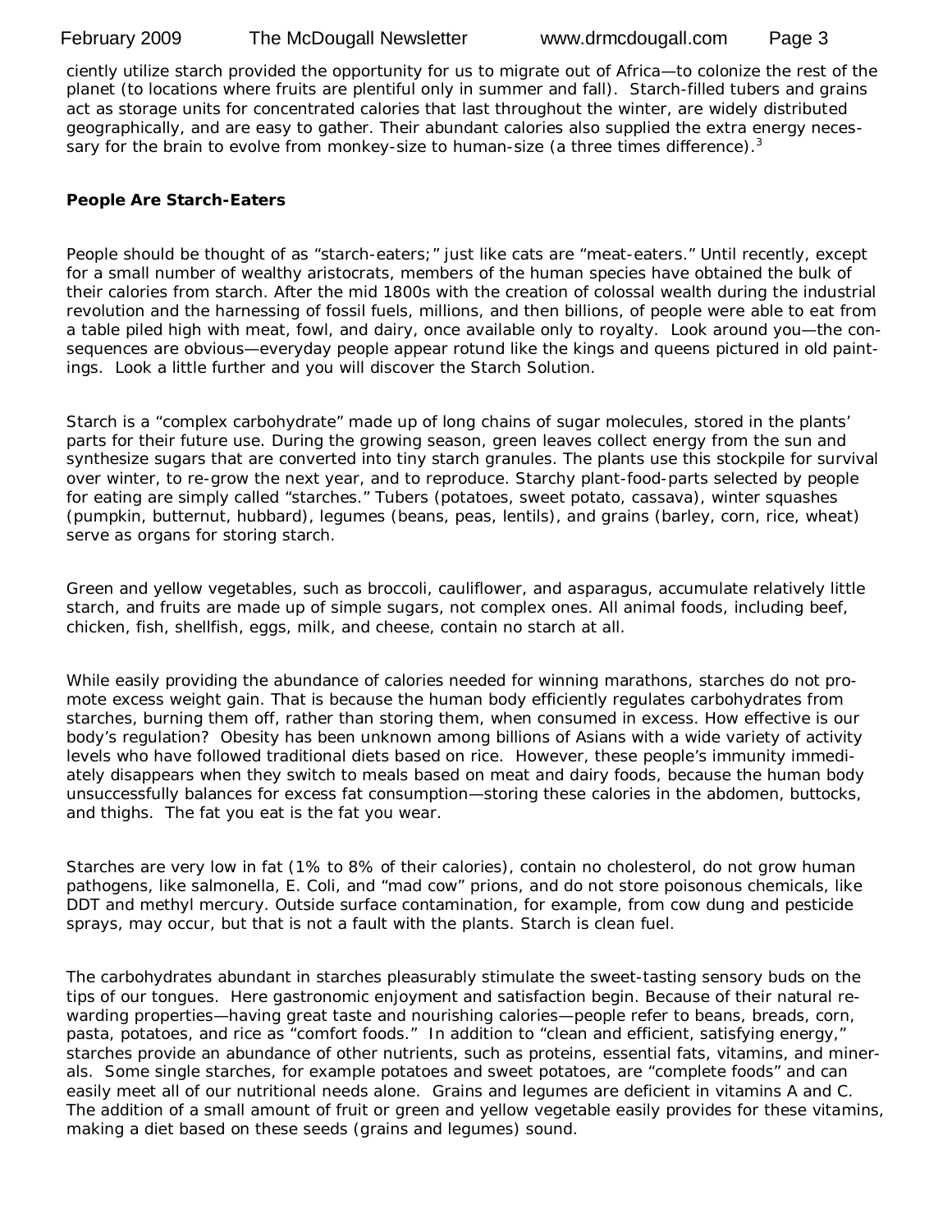ciently utilize starch provided the opportunity for us to migrate out of Africa—to colonize the rest of the planet (to locations where fruits are plentiful only in summer and fall). Starch-filled tubers and grains act as storage units for concentrated calories that last throughout the winter, are widely distributed geographically, and are easy to gather. Their abundant calories also supplied the extra energy necessary for the brain to evolve from monkey-size to human-size (a three times difference).[3]

**People Are Starch-Eaters**

People should be thought of as "starch-eaters;" just like cats are "meat-eaters." Until recently, except for a small number of wealthy aristocrats, members of the human species have obtained the bulk of their calories from starch. After the mid 1800s with the creation of colossal wealth during the industrial revolution and the harnessing of fossil fuels, millions, and then billions, of people were able to eat from a table piled high with meat, fowl, and dairy, once available only to royalty. Look around you—the consequences are obvious—everyday people appear rotund like the kings and queens pictured in old paintings. Look a little further and you will discover the Starch Solution.

Starch is a "complex carbohydrate" made up of long chains of sugar molecules, stored in the plants' parts for their future use. During the growing season, green leaves collect energy from the sun and synthesize sugars that are converted into tiny starch granules. The plants use this stockpile for survival over winter, to re-grow the next year, and to reproduce. Starchy plant-food-parts selected by people for eating are simply called "starches." Tubers (potatoes, sweet potato, cassava), winter squashes (pumpkin, butternut, hubbard), legumes (beans, peas, lentils), and grains (barley, corn, rice, wheat) serve as organs for storing starch.

Green and yellow vegetables, such as broccoli, cauliflower, and asparagus, accumulate relatively little starch, and fruits are made up of simple sugars, not complex ones. All animal foods, including beef, chicken, fish, shellfish, eggs, milk, and cheese, contain no starch at all.

While easily providing the abundance of calories needed for winning marathons, starches do not promote excess weight gain. That is because the human body efficiently regulates carbohydrates from starches, burning them off, rather than storing them, when consumed in excess. How effective is our body's regulation? Obesity has been unknown among billions of Asians with a wide variety of activity levels who have followed traditional diets based on rice. However, these people's immunity immediately disappears when they switch to meals based on meat and dairy foods, because the human body unsuccessfully balances for excess fat consumption—storing these calories in the abdomen, buttocks, and thighs. The fat you eat is the fat you wear.

Starches are very low in fat (1% to 8% of their calories), contain no cholesterol, do not grow human pathogens, like salmonella, E. Coli, and "mad cow" prions, and do not store poisonous chemicals, like DDT and methyl mercury. Outside surface contamination, for example, from cow dung and pesticide sprays, may occur, but that is not a fault with the plants. Starch is clean fuel.

The carbohydrates abundant in starches pleasurably stimulate the sweet-tasting sensory buds on the tips of our tongues. Here gastronomic enjoyment and satisfaction begin. Because of their natural rewarding properties—having great taste and nourishing calories—people refer to beans, breads, corn, pasta, potatoes, and rice as "comfort foods." In addition to "clean and efficient, satisfying energy," starches provide an abundance of other nutrients, such as proteins, essential fats, vitamins, and minerals. Some single starches, for example potatoes and sweet potatoes, are "complete foods" and can easily meet all of our nutritional needs alone. Grains and legumes are deficient in vitamins A and C. The addition of a small amount of fruit or green and yellow vegetable easily provides for these vitamins, making a diet based on these seeds (grains and legumes) sound.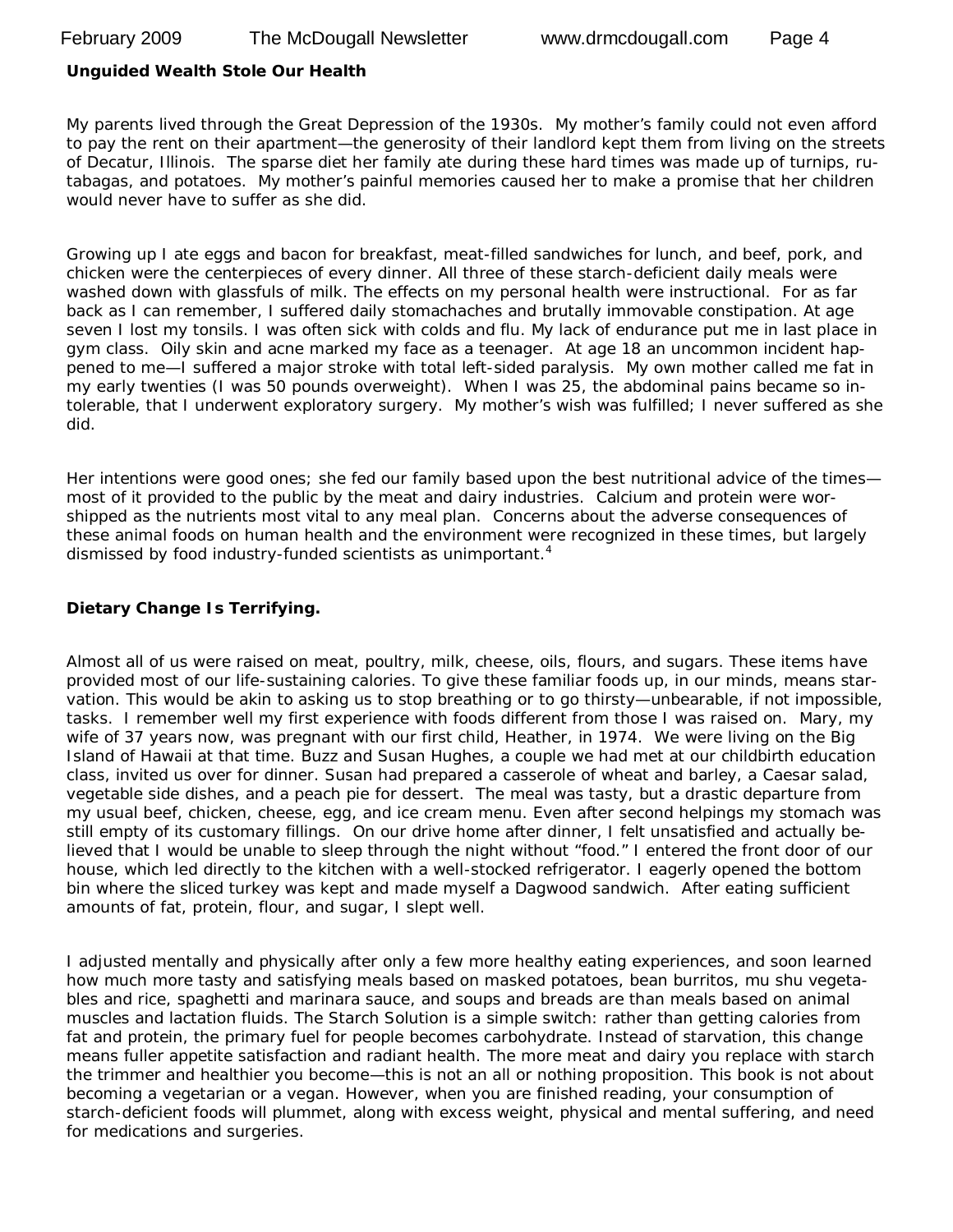**Unguided Wealth Stole Our Health**

My parents lived through the Great Depression of the 1930s. My mother's family could not even afford to pay the rent on their apartment—the generosity of their landlord kept them from living on the streets of Decatur, Illinois. The sparse diet her family ate during these hard times was made up of turnips, rutabagas, and potatoes. My mother's painful memories caused her to make a promise that her children would never have to suffer as she did.

Growing up I ate eggs and bacon for breakfast, meat-filled sandwiches for lunch, and beef, pork, and chicken were the centerpieces of every dinner. All three of these starch-deficient daily meals were washed down with glassfuls of milk. The effects on my personal health were instructional. For as far back as I can remember, I suffered daily stomachaches and brutally immovable constipation. At age seven I lost my tonsils. I was often sick with colds and flu. My lack of endurance put me in last place in gym class. Oily skin and acne marked my face as a teenager. At age 18 an uncommon incident happened to me—I suffered a major stroke with total left-sided paralysis. My own mother called me fat in my early twenties (I was 50 pounds overweight). When I was 25, the abdominal pains became so intolerable, that I underwent exploratory surgery. My mother's wish was fulfilled; I never suffered as she did.

Her intentions were good ones; she fed our family based upon the best nutritional advice of the times—most of it provided to the public by the meat and dairy industries. Calcium and protein were worshipped as the nutrients most vital to any meal plan. Concerns about the adverse consequences of these animal foods on human health and the environment were recognized in these times, but largely dismissed by food industry-funded scientists as unimportant.[4]

**Dietary Change Is Terrifying.**

Almost all of us were raised on meat, poultry, milk, cheese, oils, flours, and sugars. These items have provided most of our life-sustaining calories. To give these familiar foods up, in our minds, means starvation. This would be akin to asking us to stop breathing or to go thirsty—unbearable, if not impossible, tasks. I remember well my first experience with foods different from those I was raised on. Mary, my wife of 37 years now, was pregnant with our first child, Heather, in 1974. We were living on the Big Island of Hawaii at that time. Buzz and Susan Hughes, a couple we had met at our childbirth education class, invited us over for dinner. Susan had prepared a casserole of wheat and barley, a Caesar salad, vegetable side dishes, and a peach pie for dessert. The meal was tasty, but a drastic departure from my usual beef, chicken, cheese, egg, and ice cream menu. Even after second helpings my stomach was still empty of its customary fillings. On our drive home after dinner, I felt unsatisfied and actually believed that I would be unable to sleep through the night without "food." I entered the front door of our house, which led directly to the kitchen with a well-stocked refrigerator. I eagerly opened the bottom bin where the sliced turkey was kept and made myself a Dagwood sandwich. After eating sufficient amounts of fat, protein, flour, and sugar, I slept well.

I adjusted mentally and physically after only a few more healthy eating experiences, and soon learned how much more tasty and satisfying meals based on masked potatoes, bean burritos, mu shu vegetables and rice, spaghetti and marinara sauce, and soups and breads are than meals based on animal muscles and lactation fluids. The Starch Solution is a simple switch: rather than getting calories from fat and protein, the primary fuel for people becomes carbohydrate. Instead of starvation, this change means fuller appetite satisfaction and radiant health. The more meat and dairy you replace with starch the trimmer and healthier you become—this is not an all or nothing proposition. This book is not about becoming a vegetarian or a vegan. However, when you are finished reading, your consumption of starch-deficient foods will plummet, along with excess weight, physical and mental suffering, and need for medications and surgeries.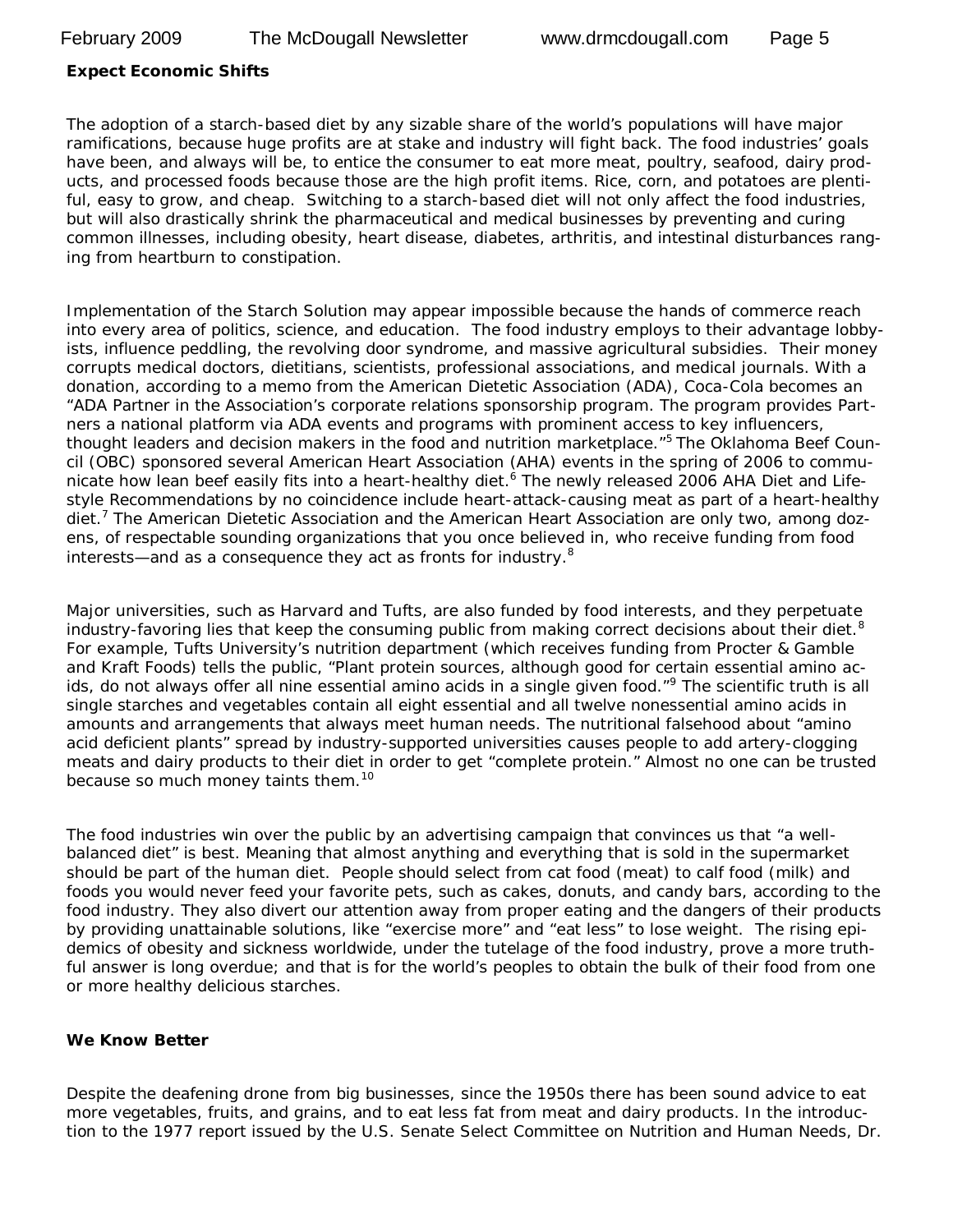**Expect Economic Shifts**

The adoption of a starch-based diet by any sizable share of the world's populations will have major ramifications, because huge profits are at stake and industry will fight back. The food industries' goals have been, and always will be, to entice the consumer to eat more meat, poultry, seafood, dairy products, and processed foods because those are the high profit items. Rice, corn, and potatoes are plentiful, easy to grow, and cheap. Switching to a starch-based diet will not only affect the food industries, but will also drastically shrink the pharmaceutical and medical businesses by preventing and curing common illnesses, including obesity, heart disease, diabetes, arthritis, and intestinal disturbances ranging from heartburn to constipation.

Implementation of the Starch Solution may appear impossible because the hands of commerce reach into every area of politics, science, and education. The food industry employs to their advantage lobbyists, influence peddling, the revolving door syndrome, and massive agricultural subsidies. Their money corrupts medical doctors, dietitians, scientists, professional associations, and medical journals. With a donation, according to a memo from the American Dietetic Association (ADA), Coca-Cola becomes an "ADA Partner in the Association's corporate relations sponsorship program. The program provides Partners a national platform via ADA events and programs with prominent access to key influencers, thought leaders and decision makers in the food and nutrition marketplace."[5] The Oklahoma Beef Council (OBC) sponsored several American Heart Association (AHA) events in the spring of 2006 to communicate how lean beef easily fits into a heart-healthy diet.[6] The newly released 2006 AHA Diet and Lifestyle Recommendations by no coincidence include heart-attack-causing meat as part of a heart-healthy diet.[7] The American Dietetic Association and the American Heart Association are only two, among dozens, of respectable sounding organizations that you once believed in, who receive funding from food interests—and as a consequence they act as fronts for industry.[8]

Major universities, such as Harvard and Tufts, are also funded by food interests, and they perpetuate industry-favoring lies that keep the consuming public from making correct decisions about their diet.[8] For example, Tufts University's nutrition department (which receives funding from Procter & Gamble and Kraft Foods) tells the public, "Plant protein sources, although good for certain essential amino acids, do not always offer all nine essential amino acids in a single given food."[9] The scientific truth is all single starches and vegetables contain all eight essential and all twelve nonessential amino acids in amounts and arrangements that always meet human needs. The nutritional falsehood about "amino acid deficient plants" spread by industry-supported universities causes people to add artery-clogging meats and dairy products to their diet in order to get "complete protein." Almost no one can be trusted because so much money taints them.[10]

The food industries win over the public by an advertising campaign that convinces us that "a well-balanced diet" is best. Meaning that almost anything and everything that is sold in the supermarket should be part of the human diet. People should select from cat food (meat) to calf food (milk) and foods you would never feed your favorite pets, such as cakes, donuts, and candy bars, according to the food industry. They also divert our attention away from proper eating and the dangers of their products by providing unattainable solutions, like "exercise more" and "eat less" to lose weight. The rising epidemics of obesity and sickness worldwide, under the tutelage of the food industry, prove a more truthful answer is long overdue; and that is for the world's peoples to obtain the bulk of their food from one or more healthy delicious starches.

**We Know Better**

Despite the deafening drone from big businesses, since the 1950s there has been sound advice to eat more vegetables, fruits, and grains, and to eat less fat from meat and dairy products. In the introduction to the 1977 report issued by the U.S. Senate Select Committee on Nutrition and Human Needs, Dr.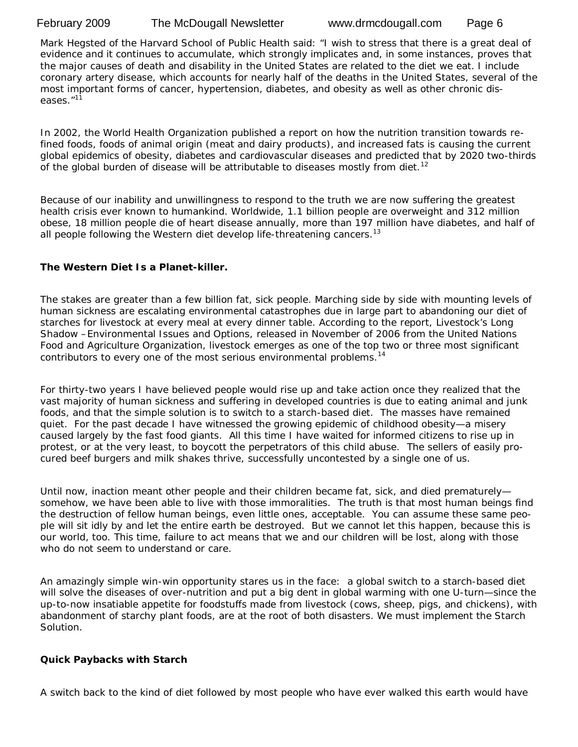Mark Hegsted of the Harvard School of Public Health said: "I wish to stress that there is a great deal of evidence and it continues to accumulate, which strongly implicates and, in some instances, proves that the major causes of death and disability in the United States are related to the diet we eat. I include coronary artery disease, which accounts for nearly half of the deaths in the United States, several of the most important forms of cancer, hypertension, diabetes, and obesity as well as other chronic diseases."[11]

In 2002, the World Health Organization published a report on how the nutrition transition towards refined foods, foods of animal origin (meat and dairy products), and increased fats is causing the current global epidemics of obesity, diabetes and cardiovascular diseases and predicted that by 2020 two-thirds of the global burden of disease will be attributable to diseases mostly from diet.[12]

Because of our inability and unwillingness to respond to the truth we are now suffering the greatest health crisis ever known to humankind. Worldwide, 1.1 billion people are overweight and 312 million obese, 18 million people die of heart disease annually, more than 197 million have diabetes, and half of all people following the Western diet develop life-threatening cancers.[13]

**The Western Diet Is a Planet-killer.**

The stakes are greater than a few billion fat, sick people. Marching side by side with mounting levels of human sickness are escalating environmental catastrophes due in large part to abandoning our diet of starches for livestock at every meal at every dinner table. According to the report, Livestock's Long Shadow –Environmental Issues and Options, released in November of 2006 from the United Nations Food and Agriculture Organization, livestock emerges as one of the top two or three most significant contributors to every one of the most serious environmental problems.[14]

For thirty-two years I have believed people would rise up and take action once they realized that the vast majority of human sickness and suffering in developed countries is due to eating animal and junk foods, and that the simple solution is to switch to a starch-based diet. The masses have remained quiet. For the past decade I have witnessed the growing epidemic of childhood obesity—a misery caused largely by the fast food giants. All this time I have waited for informed citizens to rise up in protest, or at the very least, to boycott the perpetrators of this child abuse. The sellers of easily procured beef burgers and milk shakes thrive, successfully uncontested by a single one of us.

Until now, inaction meant other people and their children became fat, sick, and died prematurely—somehow, we have been able to live with those immoralities. The truth is that most human beings find the destruction of fellow human beings, even little ones, acceptable. You can assume these same people will sit idly by and let the entire earth be destroyed. But we cannot let this happen, because this is our world, too. This time, failure to act means that we and our children will be lost, along with those who do not seem to understand or care.

An amazingly simple win-win opportunity stares us in the face: a global switch to a starch-based diet will solve the diseases of over-nutrition and put a big dent in global warming with one U-turn—since the up-to-now insatiable appetite for foodstuffs made from livestock (cows, sheep, pigs, and chickens), with abandonment of starchy plant foods, are at the root of both disasters. We must implement the Starch Solution.

**Quick Paybacks with Starch**

A switch back to the kind of diet followed by most people who have ever walked this earth would have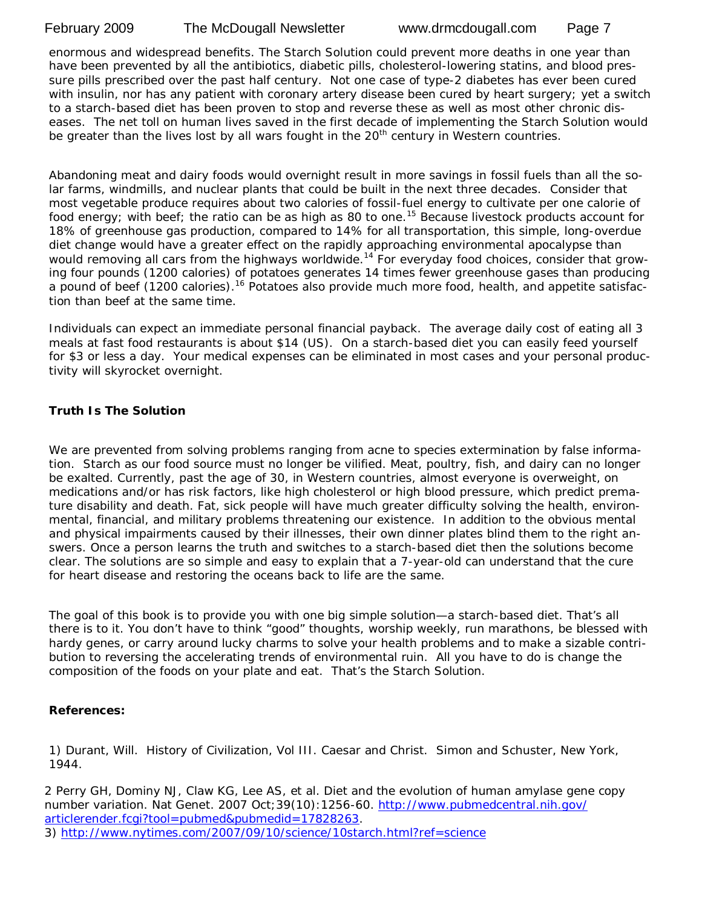enormous and widespread benefits. The Starch Solution could prevent more deaths in one year than have been prevented by all the antibiotics, diabetic pills, cholesterol-lowering statins, and blood pressure pills prescribed over the past half century. Not one case of type-2 diabetes has ever been cured with insulin, nor has any patient with coronary artery disease been cured by heart surgery; yet a switch to a starch-based diet has been proven to stop and reverse these as well as most other chronic diseases. The net toll on human lives saved in the first decade of implementing the Starch Solution would be greater than the lives lost by all wars fought in the 20th century in Western countries.

Abandoning meat and dairy foods would overnight result in more savings in fossil fuels than all the solar farms, windmills, and nuclear plants that could be built in the next three decades. Consider that most vegetable produce requires about two calories of fossil-fuel energy to cultivate per one calorie of food energy; with beef; the ratio can be as high as 80 to one.[15] Because livestock products account for 18% of greenhouse gas production, compared to 14% for all transportation, this simple, long-overdue diet change would have a greater effect on the rapidly approaching environmental apocalypse than would removing all cars from the highways worldwide.[14] For everyday food choices, consider that growing four pounds (1200 calories) of potatoes generates 14 times fewer greenhouse gases than producing a pound of beef (1200 calories).[16] Potatoes also provide much more food, health, and appetite satisfaction than beef at the same time.

Individuals can expect an immediate personal financial payback. The average daily cost of eating all 3 meals at fast food restaurants is about $14 (US). On a starch-based diet you can easily feed yourself for $3 or less a day. Your medical expenses can be eliminated in most cases and your personal productivity will skyrocket overnight.

**Truth Is The Solution**

We are prevented from solving problems ranging from acne to species extermination by false information. Starch as our food source must no longer be vilified. Meat, poultry, fish, and dairy can no longer be exalted. Currently, past the age of 30, in Western countries, almost everyone is overweight, on medications and/or has risk factors, like high cholesterol or high blood pressure, which predict premature disability and death. Fat, sick people will have much greater difficulty solving the health, environmental, financial, and military problems threatening our existence. In addition to the obvious mental and physical impairments caused by their illnesses, their own dinner plates blind them to the right answers. Once a person learns the truth and switches to a starch-based diet then the solutions become clear. The solutions are so simple and easy to explain that a 7-year-old can understand that the cure for heart disease and restoring the oceans back to life are the same.

The goal of this book is to provide you with one big simple solution—a starch-based diet. That's all there is to it. You don't have to think "good" thoughts, worship weekly, run marathons, be blessed with hardy genes, or carry around lucky charms to solve your health problems and to make a sizable contribution to reversing the accelerating trends of environmental ruin. All you have to do is change the composition of the foods on your plate and eat. That's the Starch Solution.

**References:**

1) Durant, Will. History of Civilization, Vol III. Caesar and Christ. Simon and Schuster, New York, 1944.

2 Perry GH, Dominy NJ, Claw KG, Lee AS, et al. Diet and the evolution of human amylase gene copy number variation. Nat Genet. 2007 Oct;39(10):1256-60. http://www.pubmedcentral.nih.gov/articlerender.fcgi?tool=pubmed&pubmedid=17828263.

3) http://www.nytimes.com/2007/09/10/science/10starch.html?ref=science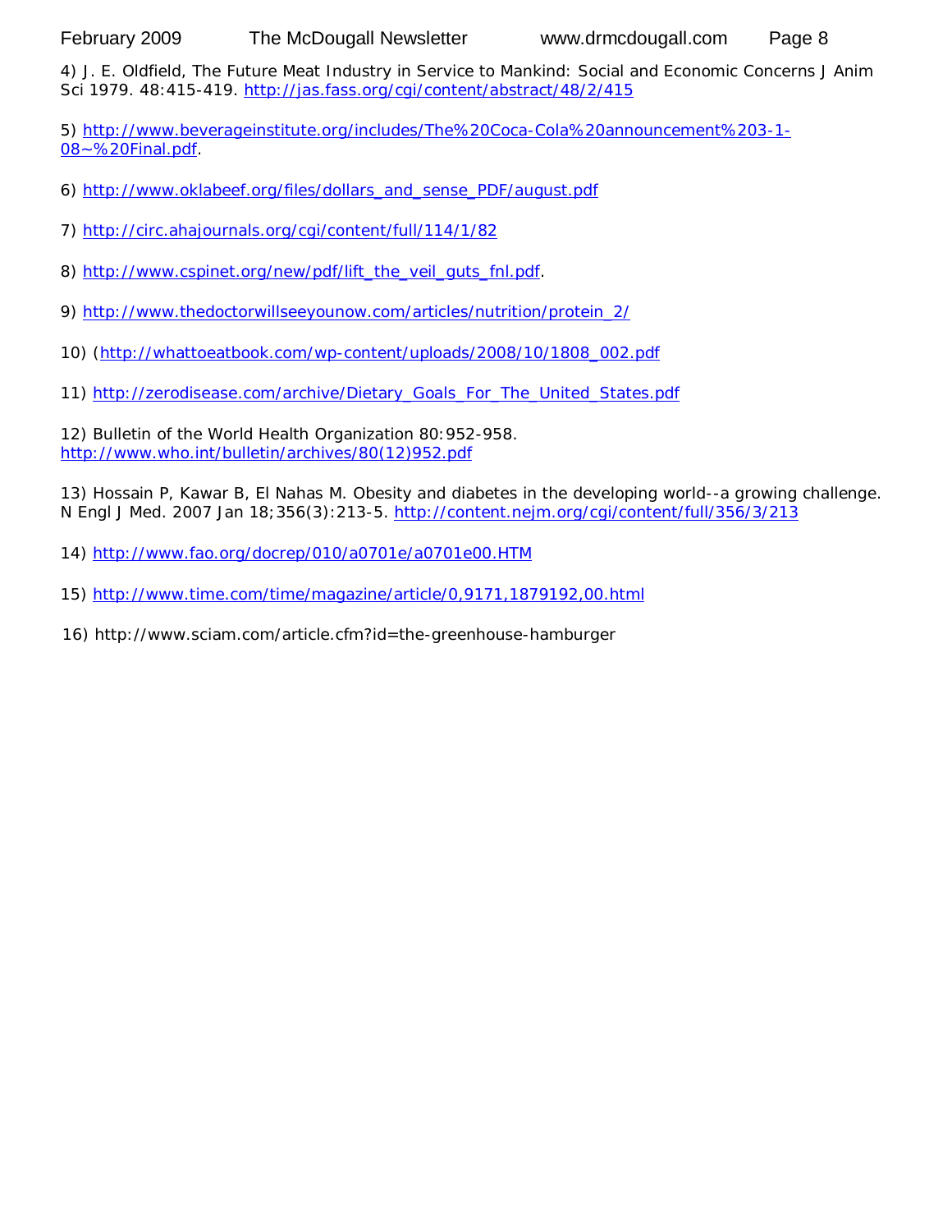4) J. E. Oldfield, The Future Meat Industry in Service to Mankind: Social and Economic Concerns J Anim Sci 1979. 48:415-419. http://jas.fass.org/cgi/content/abstract/48/2/415

5) http://www.beverageinstitute.org/includes/The%20Coca-Cola%20announcement%203-1-08~%20Final.pdf.

6) http://www.oklabeef.org/files/dollars_and_sense_PDF/august.pdf

7) http://circ.ahajournals.org/cgi/content/full/114/1/82

8) http://www.cspinet.org/new/pdf/lift_the_veil_guts_fnl.pdf.

9) http://www.thedoctorwillseeyounow.com/articles/nutrition/protein_2/

10) (http://whattoeatbook.com/wp-content/uploads/2008/10/1808_002.pdf

11) http://zerodisease.com/archive/Dietary_Goals_For_The_United_States.pdf

12) Bulletin of the World Health Organization 80:952-958. http://www.who.int/bulletin/archives/80(12)952.pdf

13) Hossain P, Kawar B, El Nahas M. Obesity and diabetes in the developing world--a growing challenge. N Engl J Med. 2007 Jan 18;356(3):213-5. http://content.nejm.org/cgi/content/full/356/3/213

14) http://www.fao.org/docrep/010/a0701e/a0701e00.HTM

15) http://www.time.com/time/magazine/article/0,9171,1879192,00.html

16) http://www.sciam.com/article.cfm?id=the-greenhouse-hamburger